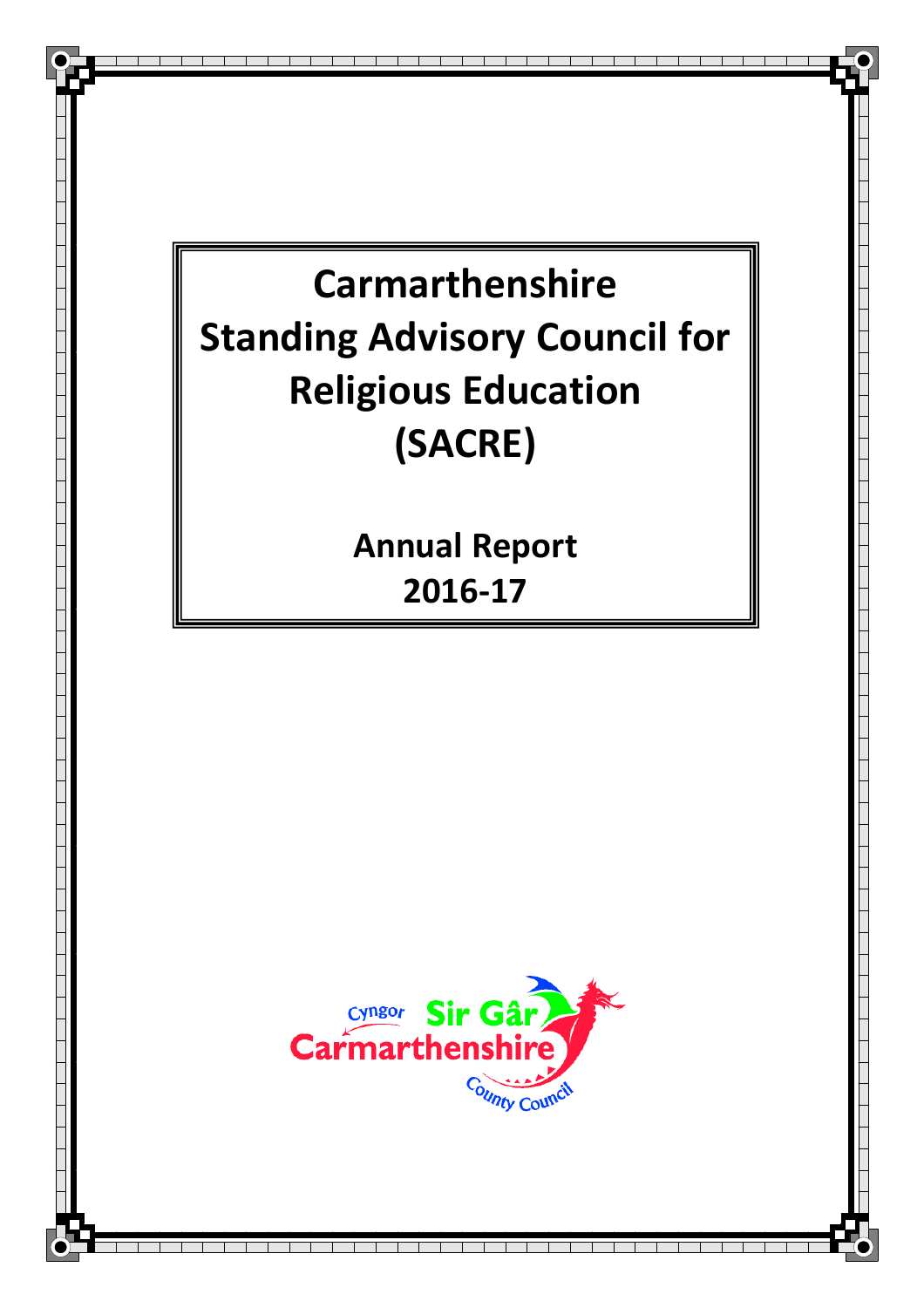# Carmarthenshire Standing Advisory Council for Religious Education (SACRE)

## Annual Report 2016-17

Cyngor Sir Gâr
Carmarthenshire County Council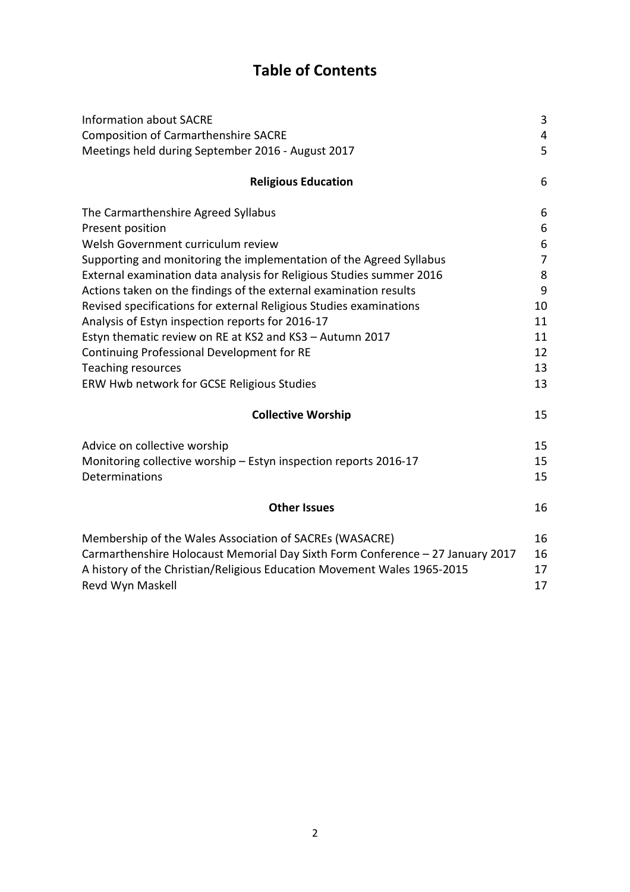# Table of Contents

| | |
|---|---|
| Information about SACRE | 3 |
| Composition of Carmarthenshire SACRE | 4 |
| Meetings held during September 2016 - August 2017 | 5 |
| **Religious Education** | 6 |
| The Carmarthenshire Agreed Syllabus | 6 |
| Present position | 6 |
| Welsh Government curriculum review | 6 |
| Supporting and monitoring the implementation of the Agreed Syllabus | 7 |
| External examination data analysis for Religious Studies summer 2016 | 8 |
| Actions taken on the findings of the external examination results | 9 |
| Revised specifications for external Religious Studies examinations | 10 |
| Analysis of Estyn inspection reports for 2016-17 | 11 |
| Estyn thematic review on RE at KS2 and KS3 – Autumn 2017 | 11 |
| Continuing Professional Development for RE | 12 |
| Teaching resources | 13 |
| ERW Hwb network for GCSE Religious Studies | 13 |
| **Collective Worship** | 15 |
| Advice on collective worship | 15 |
| Monitoring collective worship – Estyn inspection reports 2016-17 | 15 |
| Determinations | 15 |
| **Other Issues** | 16 |
| Membership of the Wales Association of SACREs (WASACRE) | 16 |
| Carmarthenshire Holocaust Memorial Day Sixth Form Conference – 27 January 2017 | 16 |
| A history of the Christian/Religious Education Movement Wales 1965-2015 | 17 |
| Revd Wyn Maskell | 17 |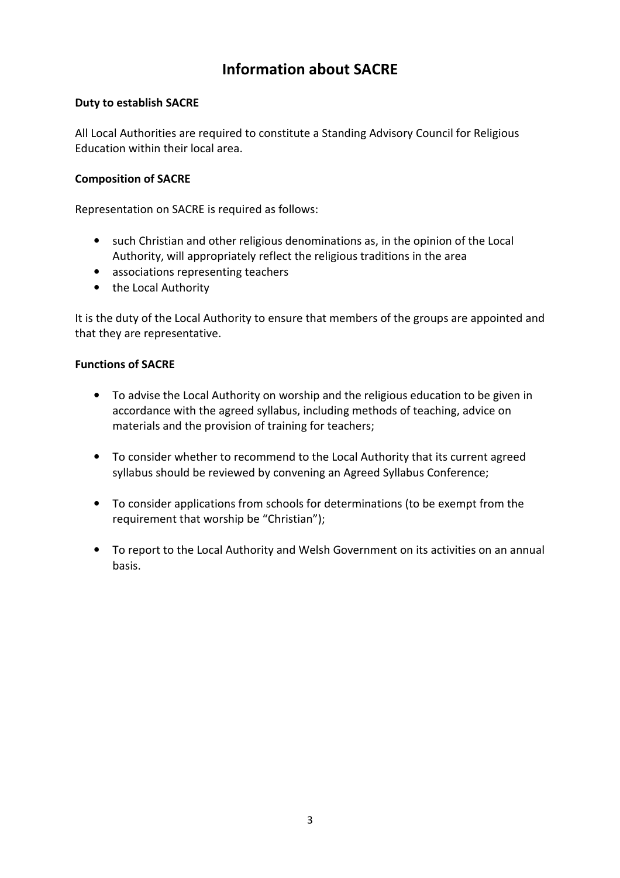# Information about SACRE

**Duty to establish SACRE**

All Local Authorities are required to constitute a Standing Advisory Council for Religious Education within their local area.

**Composition of SACRE**

Representation on SACRE is required as follows:

- such Christian and other religious denominations as, in the opinion of the Local Authority, will appropriately reflect the religious traditions in the area
- associations representing teachers
- the Local Authority

It is the duty of the Local Authority to ensure that members of the groups are appointed and that they are representative.

**Functions of SACRE**

- To advise the Local Authority on worship and the religious education to be given in accordance with the agreed syllabus, including methods of teaching, advice on materials and the provision of training for teachers;
- To consider whether to recommend to the Local Authority that its current agreed syllabus should be reviewed by convening an Agreed Syllabus Conference;
- To consider applications from schools for determinations (to be exempt from the requirement that worship be "Christian");
- To report to the Local Authority and Welsh Government on its activities on an annual basis.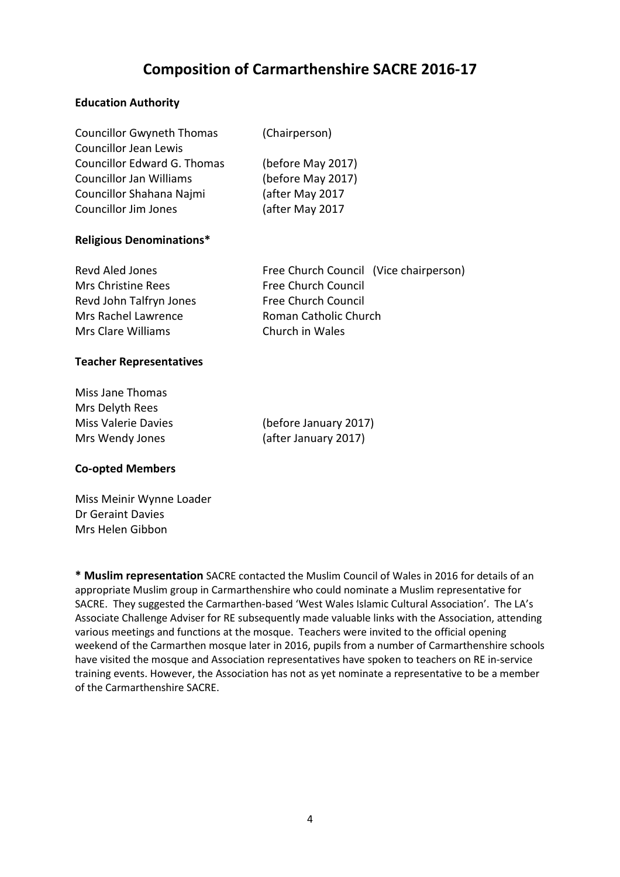# Composition of Carmarthenshire SACRE 2016-17

**Education Authority**

| | |
|---|---|
| Councillor Gwyneth Thomas | (Chairperson) |
| Councillor Jean Lewis | |
| Councillor Edward G. Thomas | (before May 2017) |
| Councillor Jan Williams | (before May 2017) |
| Councillor Shahana Najmi | (after May 2017 |
| Councillor Jim Jones | (after May 2017 |

**Religious Denominations***

| | |
|---|---|
| Revd Aled Jones | Free Church Council (Vice chairperson) |
| Mrs Christine Rees | Free Church Council |
| Revd John Talfryn Jones | Free Church Council |
| Mrs Rachel Lawrence | Roman Catholic Church |
| Mrs Clare Williams | Church in Wales |

**Teacher Representatives**

| | |
|---|---|
| Miss Jane Thomas | |
| Mrs Delyth Rees | |
| Miss Valerie Davies | (before January 2017) |
| Mrs Wendy Jones | (after January 2017) |

**Co-opted Members**

Miss Meinir Wynne Loader
Dr Geraint Davies
Mrs Helen Gibbon

**\* Muslim representation** SACRE contacted the Muslim Council of Wales in 2016 for details of an appropriate Muslim group in Carmarthenshire who could nominate a Muslim representative for SACRE. They suggested the Carmarthen-based 'West Wales Islamic Cultural Association'. The LA's Associate Challenge Adviser for RE subsequently made valuable links with the Association, attending various meetings and functions at the mosque. Teachers were invited to the official opening weekend of the Carmarthen mosque later in 2016, pupils from a number of Carmarthenshire schools have visited the mosque and Association representatives have spoken to teachers on RE in-service training events. However, the Association has not as yet nominate a representative to be a member of the Carmarthenshire SACRE.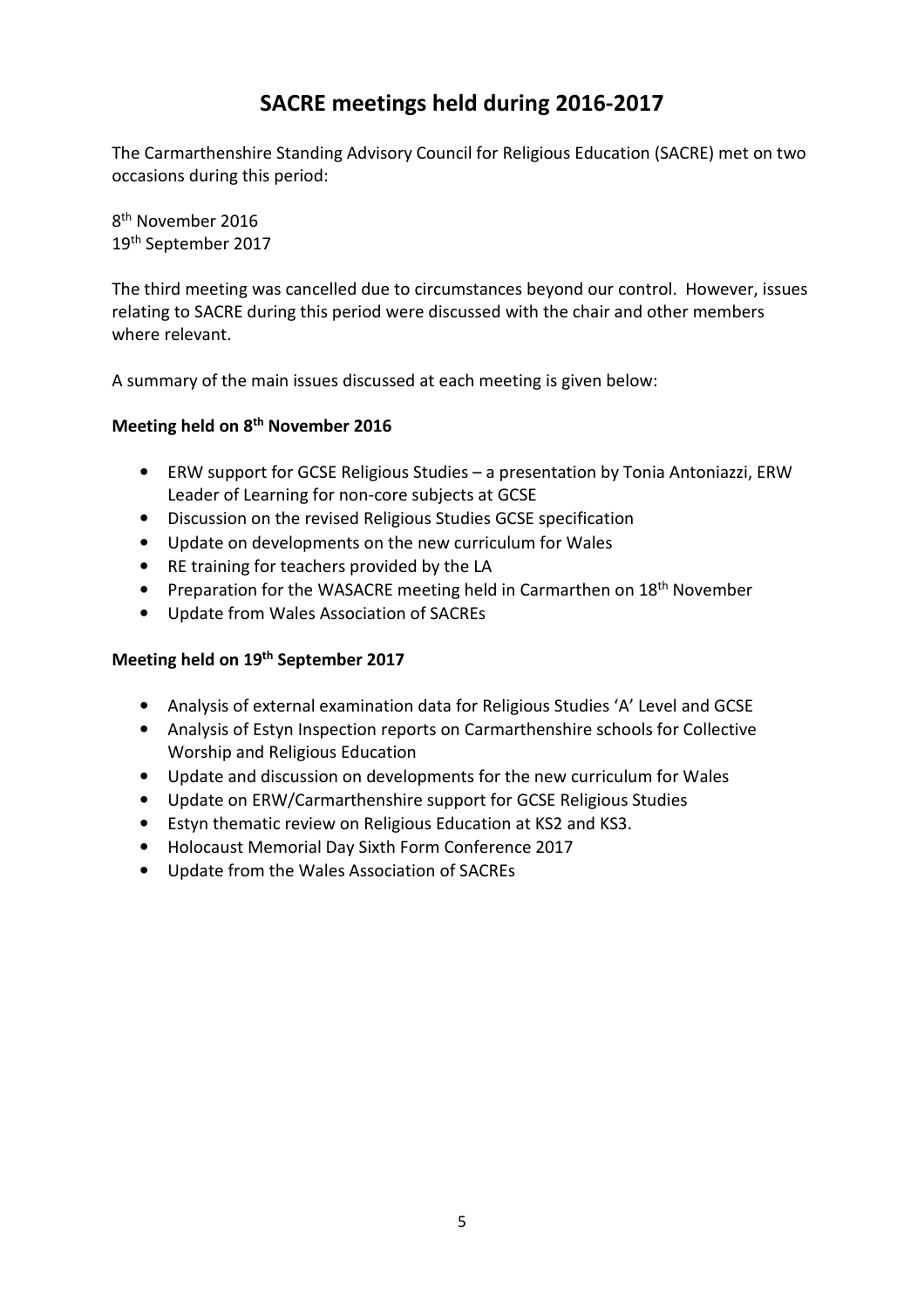# SACRE meetings held during 2016-2017

The Carmarthenshire Standing Advisory Council for Religious Education (SACRE) met on two occasions during this period:

8th November 2016
19th September 2017

The third meeting was cancelled due to circumstances beyond our control. However, issues relating to SACRE during this period were discussed with the chair and other members where relevant.

A summary of the main issues discussed at each meeting is given below:

**Meeting held on 8th November 2016**

- ERW support for GCSE Religious Studies – a presentation by Tonia Antoniazzi, ERW Leader of Learning for non-core subjects at GCSE
- Discussion on the revised Religious Studies GCSE specification
- Update on developments on the new curriculum for Wales
- RE training for teachers provided by the LA
- Preparation for the WASACRE meeting held in Carmarthen on 18th November
- Update from Wales Association of SACREs

**Meeting held on 19th September 2017**

- Analysis of external examination data for Religious Studies 'A' Level and GCSE
- Analysis of Estyn Inspection reports on Carmarthenshire schools for Collective Worship and Religious Education
- Update and discussion on developments for the new curriculum for Wales
- Update on ERW/Carmarthenshire support for GCSE Religious Studies
- Estyn thematic review on Religious Education at KS2 and KS3.
- Holocaust Memorial Day Sixth Form Conference 2017
- Update from the Wales Association of SACREs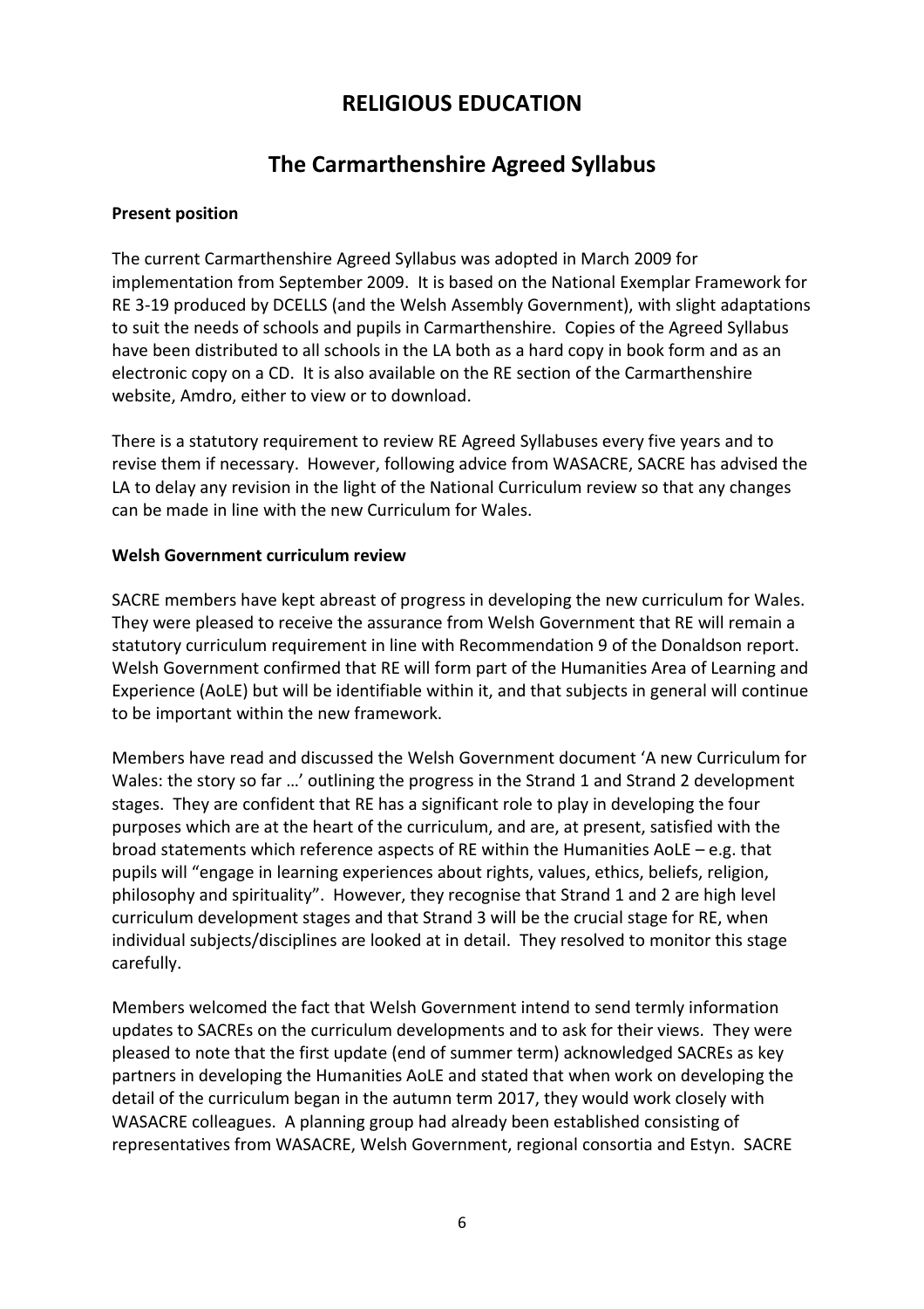# RELIGIOUS EDUCATION

## The Carmarthenshire Agreed Syllabus

**Present position**

The current Carmarthenshire Agreed Syllabus was adopted in March 2009 for implementation from September 2009. It is based on the National Exemplar Framework for RE 3-19 produced by DCELLS (and the Welsh Assembly Government), with slight adaptations to suit the needs of schools and pupils in Carmarthenshire. Copies of the Agreed Syllabus have been distributed to all schools in the LA both as a hard copy in book form and as an electronic copy on a CD. It is also available on the RE section of the Carmarthenshire website, Amdro, either to view or to download.

There is a statutory requirement to review RE Agreed Syllabuses every five years and to revise them if necessary. However, following advice from WASACRE, SACRE has advised the LA to delay any revision in the light of the National Curriculum review so that any changes can be made in line with the new Curriculum for Wales.

**Welsh Government curriculum review**

SACRE members have kept abreast of progress in developing the new curriculum for Wales. They were pleased to receive the assurance from Welsh Government that RE will remain a statutory curriculum requirement in line with Recommendation 9 of the Donaldson report. Welsh Government confirmed that RE will form part of the Humanities Area of Learning and Experience (AoLE) but will be identifiable within it, and that subjects in general will continue to be important within the new framework.

Members have read and discussed the Welsh Government document 'A new Curriculum for Wales: the story so far …' outlining the progress in the Strand 1 and Strand 2 development stages. They are confident that RE has a significant role to play in developing the four purposes which are at the heart of the curriculum, and are, at present, satisfied with the broad statements which reference aspects of RE within the Humanities AoLE – e.g. that pupils will "engage in learning experiences about rights, values, ethics, beliefs, religion, philosophy and spirituality". However, they recognise that Strand 1 and 2 are high level curriculum development stages and that Strand 3 will be the crucial stage for RE, when individual subjects/disciplines are looked at in detail. They resolved to monitor this stage carefully.

Members welcomed the fact that Welsh Government intend to send termly information updates to SACREs on the curriculum developments and to ask for their views. They were pleased to note that the first update (end of summer term) acknowledged SACREs as key partners in developing the Humanities AoLE and stated that when work on developing the detail of the curriculum began in the autumn term 2017, they would work closely with WASACRE colleagues. A planning group had already been established consisting of representatives from WASACRE, Welsh Government, regional consortia and Estyn. SACRE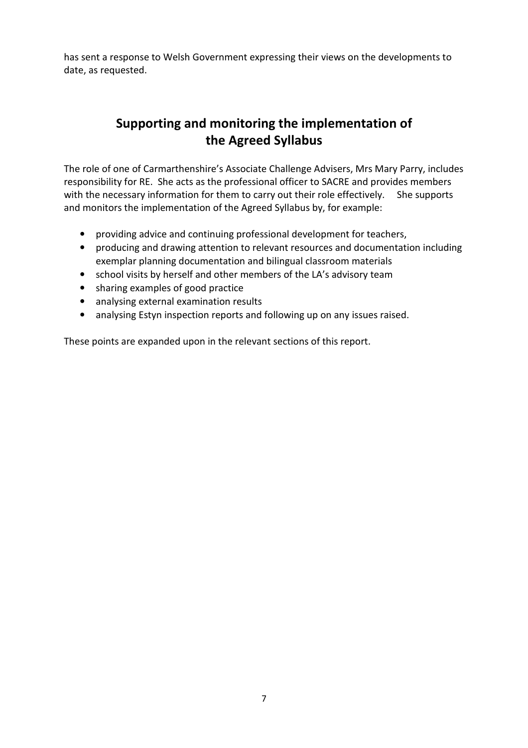has sent a response to Welsh Government expressing their views on the developments to date, as requested.

## Supporting and monitoring the implementation of the Agreed Syllabus

The role of one of Carmarthenshire's Associate Challenge Advisers, Mrs Mary Parry, includes responsibility for RE. She acts as the professional officer to SACRE and provides members with the necessary information for them to carry out their role effectively. She supports and monitors the implementation of the Agreed Syllabus by, for example:

- providing advice and continuing professional development for teachers,
- producing and drawing attention to relevant resources and documentation including exemplar planning documentation and bilingual classroom materials
- school visits by herself and other members of the LA's advisory team
- sharing examples of good practice
- analysing external examination results
- analysing Estyn inspection reports and following up on any issues raised.

These points are expanded upon in the relevant sections of this report.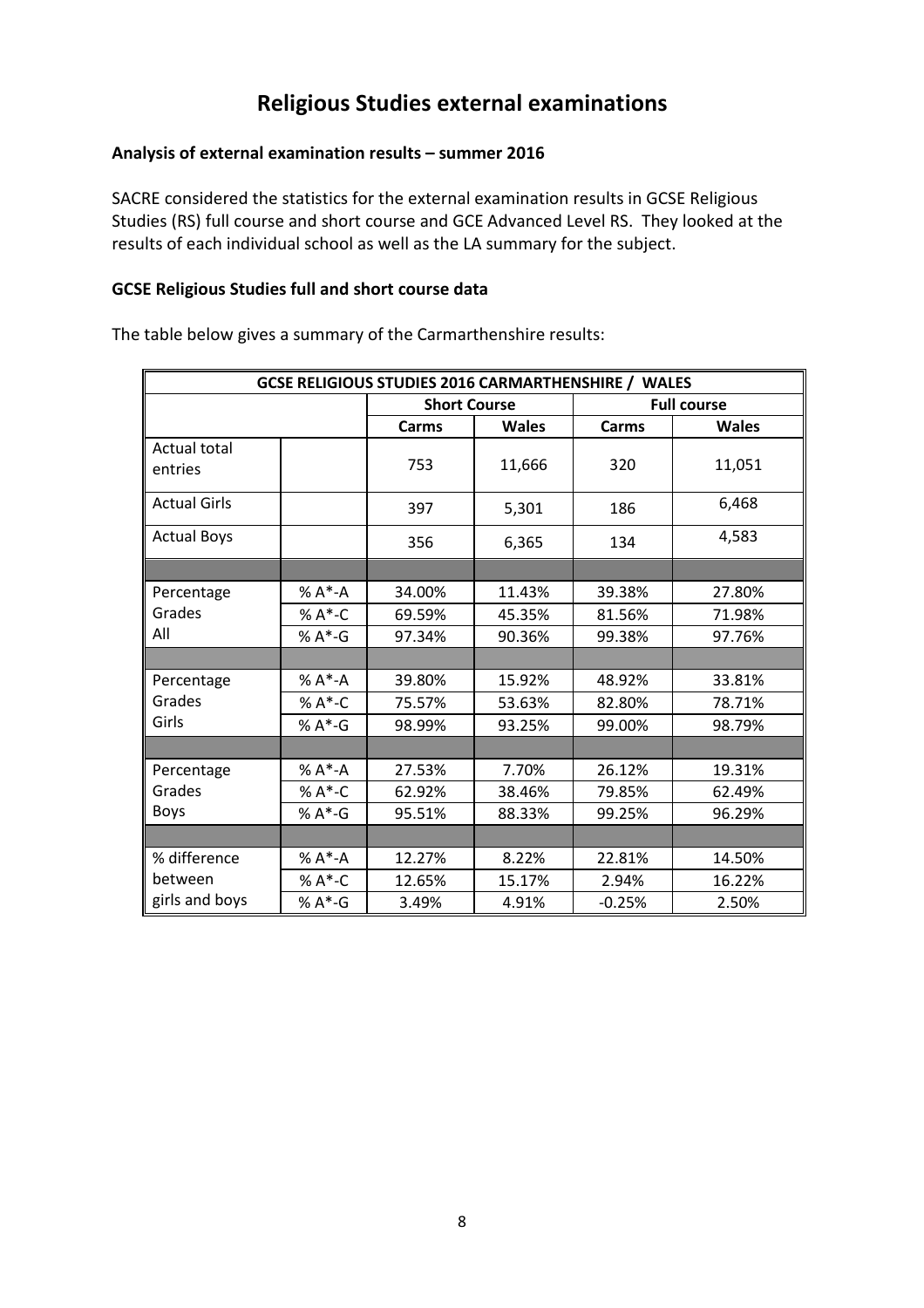# Religious Studies external examinations

### Analysis of external examination results – summer 2016

SACRE considered the statistics for the external examination results in GCSE Religious Studies (RS) full course and short course and GCE Advanced Level RS. They looked at the results of each individual school as well as the LA summary for the subject.

### GCSE Religious Studies full and short course data

The table below gives a summary of the Carmarthenshire results:

| GCSE RELIGIOUS STUDIES 2016 CARMARTHENSHIRE / WALES | | | | | |
|---|---|---|---|---|---|
| | | Short Course | | Full course | |
| | | Carms | Wales | Carms | Wales |
| Actual total entries | | 753 | 11,666 | 320 | 11,051 |
| Actual Girls | | 397 | 5,301 | 186 | 6,468 |
| Actual Boys | | 356 | 6,365 | 134 | 4,583 |
| | | | | | |
| Percentage Grades All | % A*-A | 34.00% | 11.43% | 39.38% | 27.80% |
| | % A*-C | 69.59% | 45.35% | 81.56% | 71.98% |
| | % A*-G | 97.34% | 90.36% | 99.38% | 97.76% |
| | | | | | |
| Percentage Grades Girls | % A*-A | 39.80% | 15.92% | 48.92% | 33.81% |
| | % A*-C | 75.57% | 53.63% | 82.80% | 78.71% |
| | % A*-G | 98.99% | 93.25% | 99.00% | 98.79% |
| | | | | | |
| Percentage Grades Boys | % A*-A | 27.53% | 7.70% | 26.12% | 19.31% |
| | % A*-C | 62.92% | 38.46% | 79.85% | 62.49% |
| | % A*-G | 95.51% | 88.33% | 99.25% | 96.29% |
| | | | | | |
| % difference between girls and boys | % A*-A | 12.27% | 8.22% | 22.81% | 14.50% |
| | % A*-C | 12.65% | 15.17% | 2.94% | 16.22% |
| | % A*-G | 3.49% | 4.91% | -0.25% | 2.50% |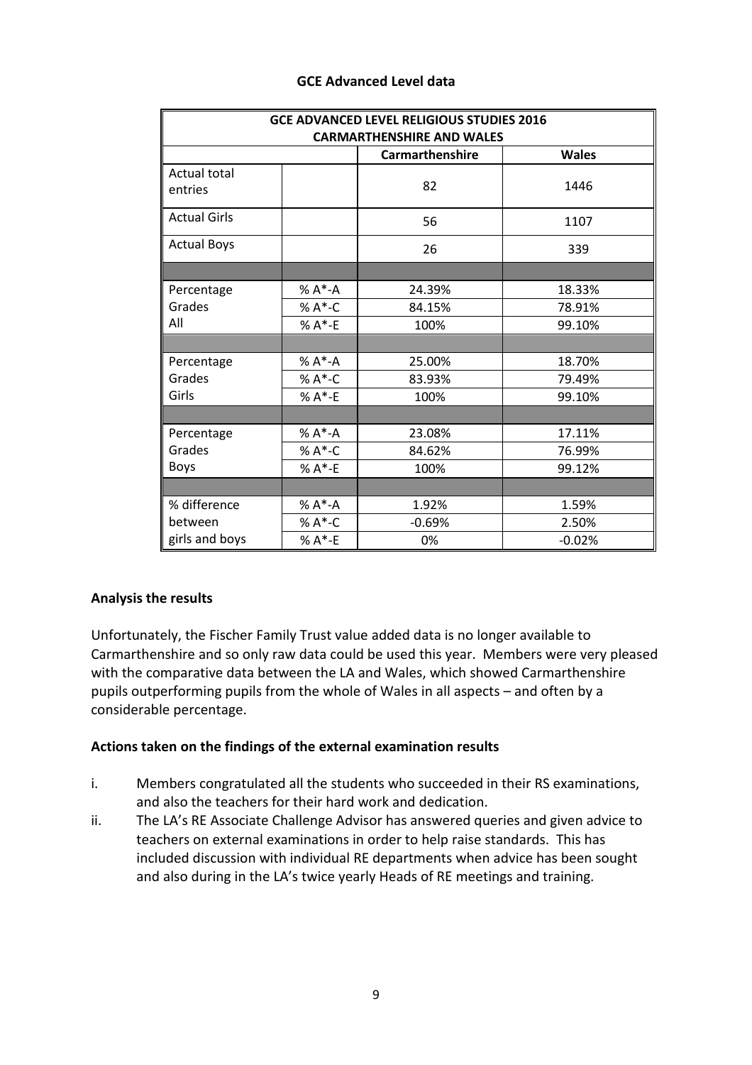## GCE Advanced Level data

| GCE ADVANCED LEVEL RELIGIOUS STUDIES 2016 CARMARTHENSHIRE AND WALES | | | |
|---|---|---|---|
| | | **Carmarthenshire** | **Wales** |
| Actual total entries | | 82 | 1446 |
| Actual Girls | | 56 | 1107 |
| Actual Boys | | 26 | 339 |
| | | | |
| Percentage Grades All | % A*-A | 24.39% | 18.33% |
| | % A*-C | 84.15% | 78.91% |
| | % A*-E | 100% | 99.10% |
| | | | |
| Percentage Grades Girls | % A*-A | 25.00% | 18.70% |
| | % A*-C | 83.93% | 79.49% |
| | % A*-E | 100% | 99.10% |
| | | | |
| Percentage Grades Boys | % A*-A | 23.08% | 17.11% |
| | % A*-C | 84.62% | 76.99% |
| | % A*-E | 100% | 99.12% |
| | | | |
| % difference between girls and boys | % A*-A | 1.92% | 1.59% |
| | % A*-C | -0.69% | 2.50% |
| | % A*-E | 0% | -0.02% |

### Analysis the results

Unfortunately, the Fischer Family Trust value added data is no longer available to Carmarthenshire and so only raw data could be used this year. Members were very pleased with the comparative data between the LA and Wales, which showed Carmarthenshire pupils outperforming pupils from the whole of Wales in all aspects – and often by a considerable percentage.

### Actions taken on the findings of the external examination results

i. Members congratulated all the students who succeeded in their RS examinations, and also the teachers for their hard work and dedication.

ii. The LA's RE Associate Challenge Advisor has answered queries and given advice to teachers on external examinations in order to help raise standards. This has included discussion with individual RE departments when advice has been sought and also during in the LA's twice yearly Heads of RE meetings and training.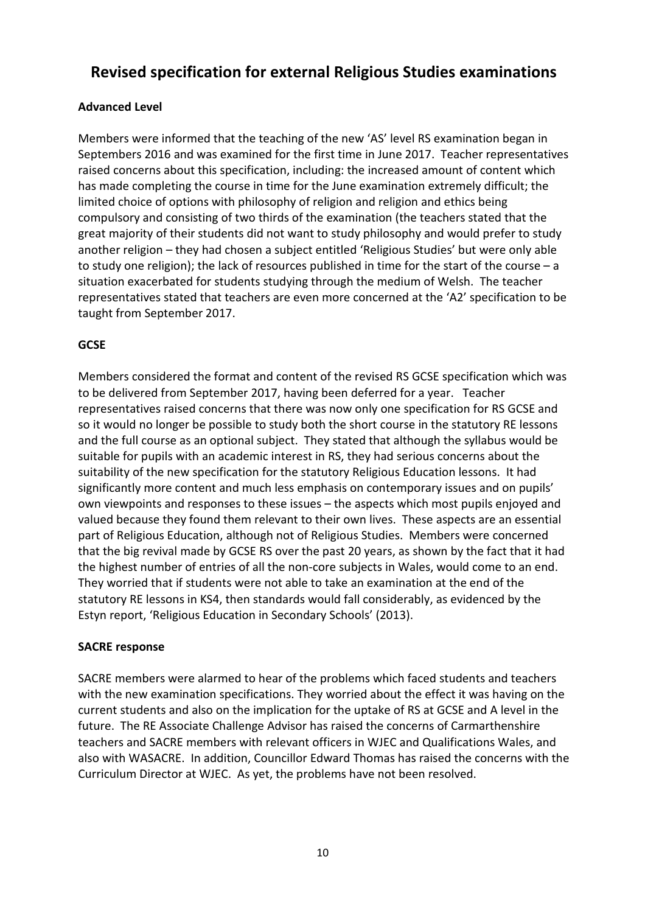# Revised specification for external Religious Studies examinations

## Advanced Level

Members were informed that the teaching of the new 'AS' level RS examination began in Septembers 2016 and was examined for the first time in June 2017. Teacher representatives raised concerns about this specification, including: the increased amount of content which has made completing the course in time for the June examination extremely difficult; the limited choice of options with philosophy of religion and religion and ethics being compulsory and consisting of two thirds of the examination (the teachers stated that the great majority of their students did not want to study philosophy and would prefer to study another religion – they had chosen a subject entitled 'Religious Studies' but were only able to study one religion); the lack of resources published in time for the start of the course – a situation exacerbated for students studying through the medium of Welsh. The teacher representatives stated that teachers are even more concerned at the 'A2' specification to be taught from September 2017.

## GCSE

Members considered the format and content of the revised RS GCSE specification which was to be delivered from September 2017, having been deferred for a year. Teacher representatives raised concerns that there was now only one specification for RS GCSE and so it would no longer be possible to study both the short course in the statutory RE lessons and the full course as an optional subject. They stated that although the syllabus would be suitable for pupils with an academic interest in RS, they had serious concerns about the suitability of the new specification for the statutory Religious Education lessons. It had significantly more content and much less emphasis on contemporary issues and on pupils' own viewpoints and responses to these issues – the aspects which most pupils enjoyed and valued because they found them relevant to their own lives. These aspects are an essential part of Religious Education, although not of Religious Studies. Members were concerned that the big revival made by GCSE RS over the past 20 years, as shown by the fact that it had the highest number of entries of all the non-core subjects in Wales, would come to an end. They worried that if students were not able to take an examination at the end of the statutory RE lessons in KS4, then standards would fall considerably, as evidenced by the Estyn report, 'Religious Education in Secondary Schools' (2013).

## SACRE response

SACRE members were alarmed to hear of the problems which faced students and teachers with the new examination specifications. They worried about the effect it was having on the current students and also on the implication for the uptake of RS at GCSE and A level in the future. The RE Associate Challenge Advisor has raised the concerns of Carmarthenshire teachers and SACRE members with relevant officers in WJEC and Qualifications Wales, and also with WASACRE. In addition, Councillor Edward Thomas has raised the concerns with the Curriculum Director at WJEC. As yet, the problems have not been resolved.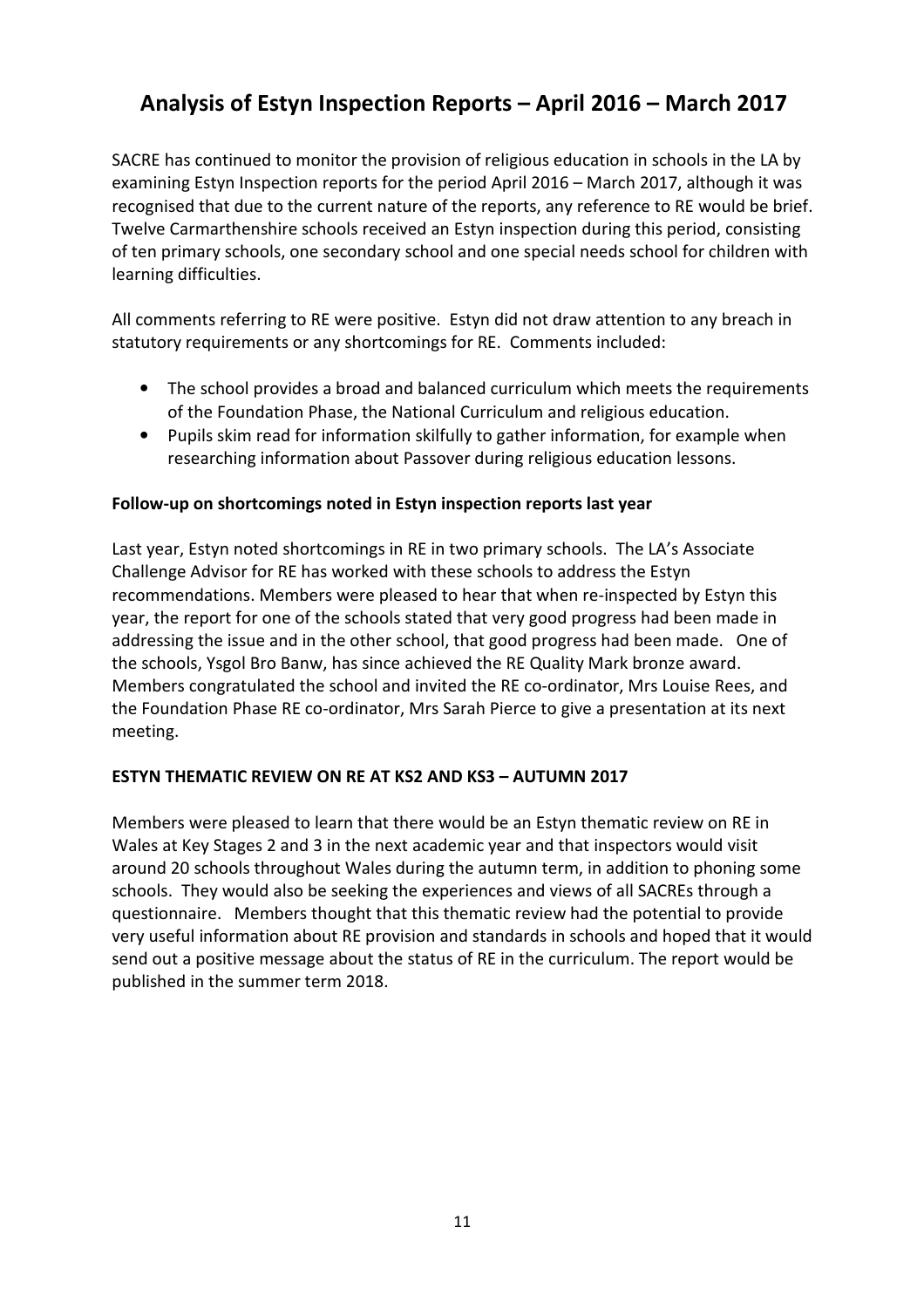# Analysis of Estyn Inspection Reports – April 2016 – March 2017

SACRE has continued to monitor the provision of religious education in schools in the LA by examining Estyn Inspection reports for the period April 2016 – March 2017, although it was recognised that due to the current nature of the reports, any reference to RE would be brief. Twelve Carmarthenshire schools received an Estyn inspection during this period, consisting of ten primary schools, one secondary school and one special needs school for children with learning difficulties.

All comments referring to RE were positive. Estyn did not draw attention to any breach in statutory requirements or any shortcomings for RE. Comments included:

- The school provides a broad and balanced curriculum which meets the requirements of the Foundation Phase, the National Curriculum and religious education.
- Pupils skim read for information skilfully to gather information, for example when researching information about Passover during religious education lessons.

**Follow-up on shortcomings noted in Estyn inspection reports last year**

Last year, Estyn noted shortcomings in RE in two primary schools. The LA's Associate Challenge Advisor for RE has worked with these schools to address the Estyn recommendations. Members were pleased to hear that when re-inspected by Estyn this year, the report for one of the schools stated that very good progress had been made in addressing the issue and in the other school, that good progress had been made. One of the schools, Ysgol Bro Banw, has since achieved the RE Quality Mark bronze award. Members congratulated the school and invited the RE co-ordinator, Mrs Louise Rees, and the Foundation Phase RE co-ordinator, Mrs Sarah Pierce to give a presentation at its next meeting.

**ESTYN THEMATIC REVIEW ON RE AT KS2 AND KS3 – AUTUMN 2017**

Members were pleased to learn that there would be an Estyn thematic review on RE in Wales at Key Stages 2 and 3 in the next academic year and that inspectors would visit around 20 schools throughout Wales during the autumn term, in addition to phoning some schools. They would also be seeking the experiences and views of all SACREs through a questionnaire. Members thought that this thematic review had the potential to provide very useful information about RE provision and standards in schools and hoped that it would send out a positive message about the status of RE in the curriculum. The report would be published in the summer term 2018.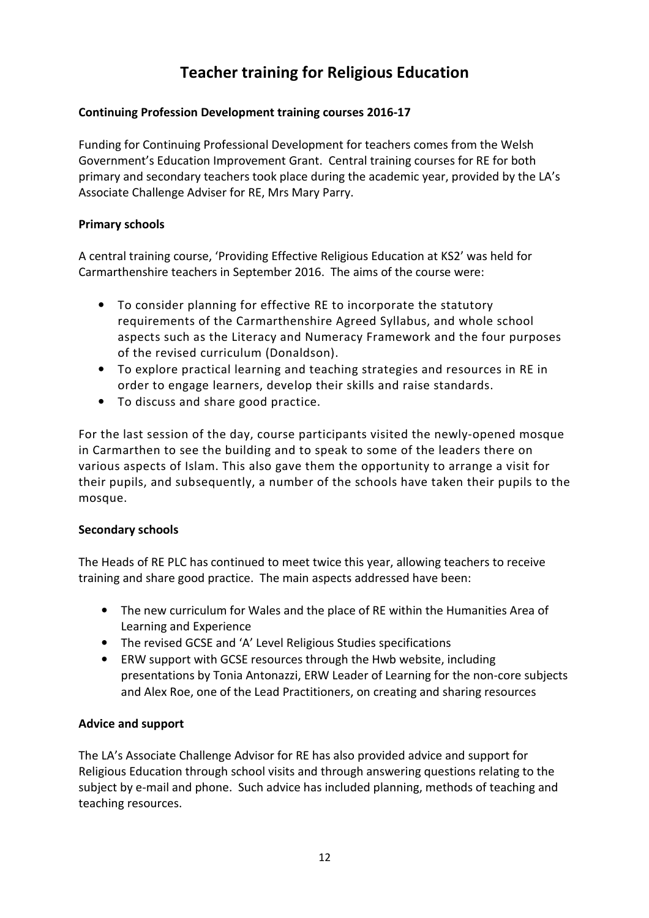# Teacher training for Religious Education

## Continuing Profession Development training courses 2016-17

Funding for Continuing Professional Development for teachers comes from the Welsh Government's Education Improvement Grant. Central training courses for RE for both primary and secondary teachers took place during the academic year, provided by the LA's Associate Challenge Adviser for RE, Mrs Mary Parry.

### Primary schools

A central training course, 'Providing Effective Religious Education at KS2' was held for Carmarthenshire teachers in September 2016. The aims of the course were:

- To consider planning for effective RE to incorporate the statutory requirements of the Carmarthenshire Agreed Syllabus, and whole school aspects such as the Literacy and Numeracy Framework and the four purposes of the revised curriculum (Donaldson).
- To explore practical learning and teaching strategies and resources in RE in order to engage learners, develop their skills and raise standards.
- To discuss and share good practice.

For the last session of the day, course participants visited the newly-opened mosque in Carmarthen to see the building and to speak to some of the leaders there on various aspects of Islam. This also gave them the opportunity to arrange a visit for their pupils, and subsequently, a number of the schools have taken their pupils to the mosque.

### Secondary schools

The Heads of RE PLC has continued to meet twice this year, allowing teachers to receive training and share good practice. The main aspects addressed have been:

- The new curriculum for Wales and the place of RE within the Humanities Area of Learning and Experience
- The revised GCSE and 'A' Level Religious Studies specifications
- ERW support with GCSE resources through the Hwb website, including presentations by Tonia Antonazzi, ERW Leader of Learning for the non-core subjects and Alex Roe, one of the Lead Practitioners, on creating and sharing resources

### Advice and support

The LA's Associate Challenge Advisor for RE has also provided advice and support for Religious Education through school visits and through answering questions relating to the subject by e-mail and phone. Such advice has included planning, methods of teaching and teaching resources.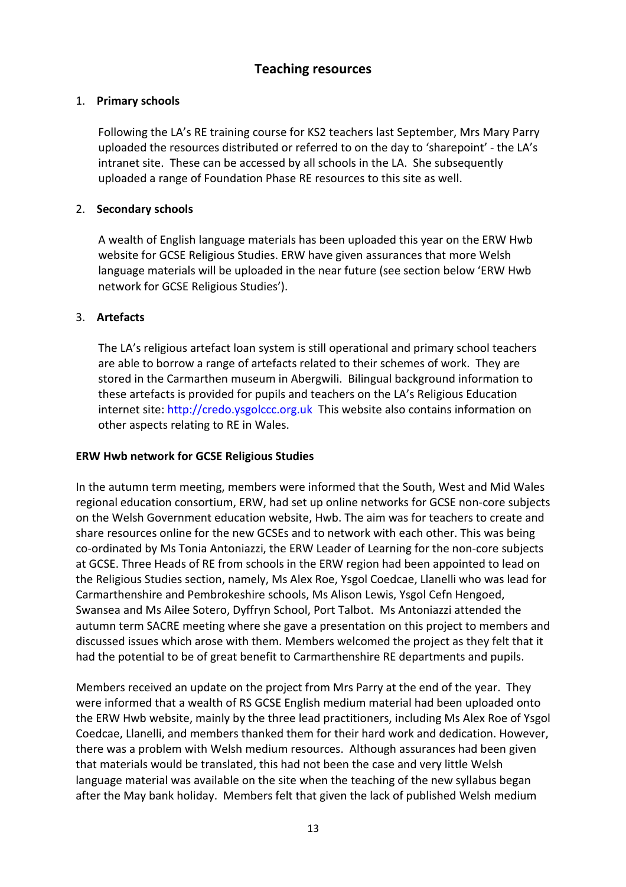## Teaching resources

1. **Primary schools**

   Following the LA's RE training course for KS2 teachers last September, Mrs Mary Parry uploaded the resources distributed or referred to on the day to 'sharepoint' - the LA's intranet site. These can be accessed by all schools in the LA. She subsequently uploaded a range of Foundation Phase RE resources to this site as well.

2. **Secondary schools**

   A wealth of English language materials has been uploaded this year on the ERW Hwb website for GCSE Religious Studies. ERW have given assurances that more Welsh language materials will be uploaded in the near future (see section below 'ERW Hwb network for GCSE Religious Studies').

3. **Artefacts**

   The LA's religious artefact loan system is still operational and primary school teachers are able to borrow a range of artefacts related to their schemes of work. They are stored in the Carmarthen museum in Abergwili. Bilingual background information to these artefacts is provided for pupils and teachers on the LA's Religious Education internet site: http://credo.ysgolccc.org.uk This website also contains information on other aspects relating to RE in Wales.

**ERW Hwb network for GCSE Religious Studies**

In the autumn term meeting, members were informed that the South, West and Mid Wales regional education consortium, ERW, had set up online networks for GCSE non-core subjects on the Welsh Government education website, Hwb. The aim was for teachers to create and share resources online for the new GCSEs and to network with each other. This was being co-ordinated by Ms Tonia Antoniazzi, the ERW Leader of Learning for the non-core subjects at GCSE. Three Heads of RE from schools in the ERW region had been appointed to lead on the Religious Studies section, namely, Ms Alex Roe, Ysgol Coedcae, Llanelli who was lead for Carmarthenshire and Pembrokeshire schools, Ms Alison Lewis, Ysgol Cefn Hengoed, Swansea and Ms Ailee Sotero, Dyffryn School, Port Talbot. Ms Antoniazzi attended the autumn term SACRE meeting where she gave a presentation on this project to members and discussed issues which arose with them. Members welcomed the project as they felt that it had the potential to be of great benefit to Carmarthenshire RE departments and pupils.

Members received an update on the project from Mrs Parry at the end of the year. They were informed that a wealth of RS GCSE English medium material had been uploaded onto the ERW Hwb website, mainly by the three lead practitioners, including Ms Alex Roe of Ysgol Coedcae, Llanelli, and members thanked them for their hard work and dedication. However, there was a problem with Welsh medium resources. Although assurances had been given that materials would be translated, this had not been the case and very little Welsh language material was available on the site when the teaching of the new syllabus began after the May bank holiday. Members felt that given the lack of published Welsh medium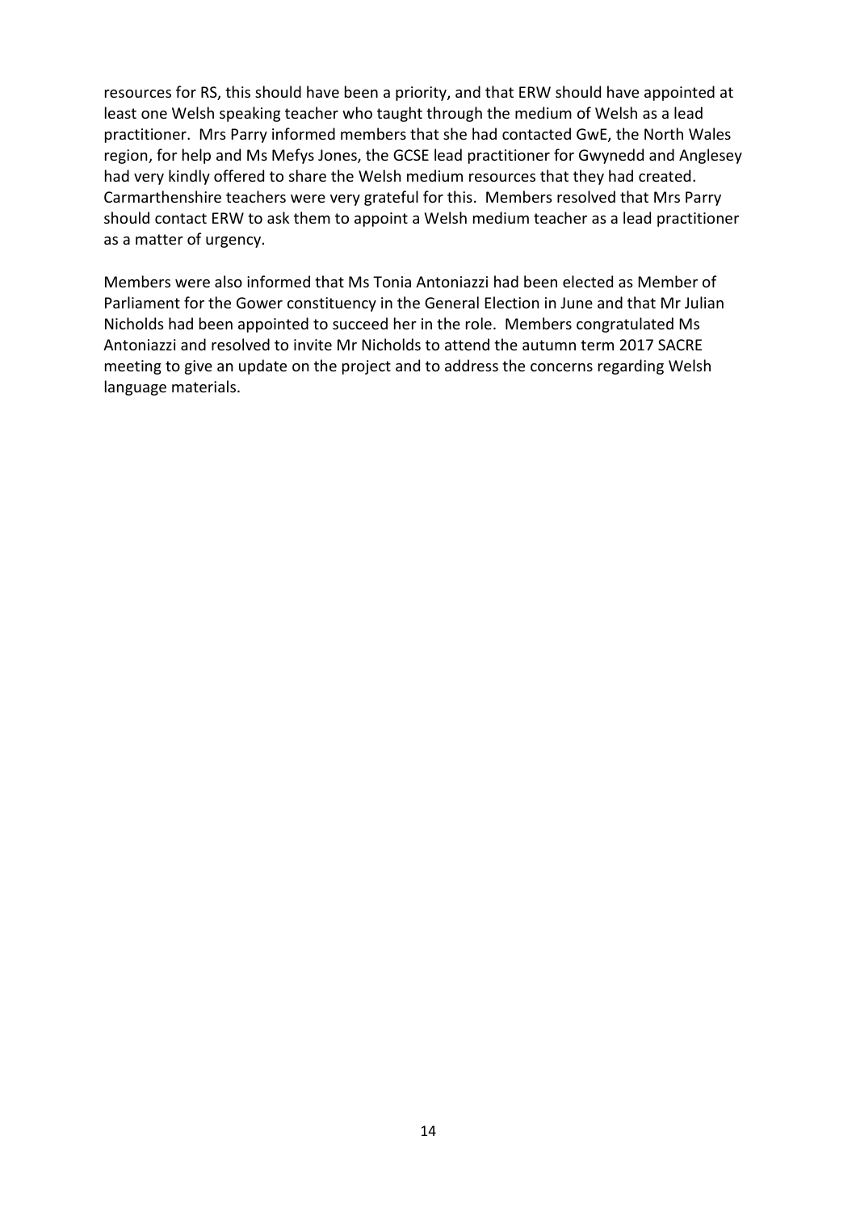resources for RS, this should have been a priority, and that ERW should have appointed at least one Welsh speaking teacher who taught through the medium of Welsh as a lead practitioner. Mrs Parry informed members that she had contacted GwE, the North Wales region, for help and Ms Mefys Jones, the GCSE lead practitioner for Gwynedd and Anglesey had very kindly offered to share the Welsh medium resources that they had created. Carmarthenshire teachers were very grateful for this. Members resolved that Mrs Parry should contact ERW to ask them to appoint a Welsh medium teacher as a lead practitioner as a matter of urgency.

Members were also informed that Ms Tonia Antoniazzi had been elected as Member of Parliament for the Gower constituency in the General Election in June and that Mr Julian Nicholds had been appointed to succeed her in the role. Members congratulated Ms Antoniazzi and resolved to invite Mr Nicholds to attend the autumn term 2017 SACRE meeting to give an update on the project and to address the concerns regarding Welsh language materials.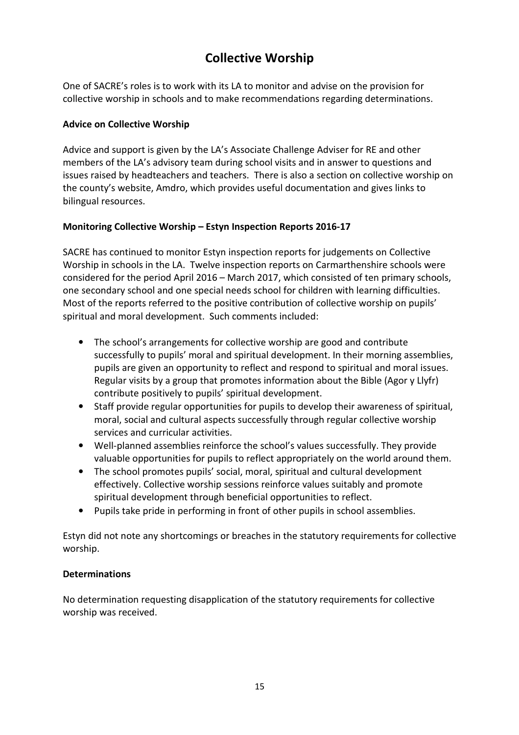# Collective Worship

One of SACRE's roles is to work with its LA to monitor and advise on the provision for collective worship in schools and to make recommendations regarding determinations.

**Advice on Collective Worship**

Advice and support is given by the LA's Associate Challenge Adviser for RE and other members of the LA's advisory team during school visits and in answer to questions and issues raised by headteachers and teachers. There is also a section on collective worship on the county's website, Amdro, which provides useful documentation and gives links to bilingual resources.

**Monitoring Collective Worship – Estyn Inspection Reports 2016-17**

SACRE has continued to monitor Estyn inspection reports for judgements on Collective Worship in schools in the LA. Twelve inspection reports on Carmarthenshire schools were considered for the period April 2016 – March 2017, which consisted of ten primary schools, one secondary school and one special needs school for children with learning difficulties. Most of the reports referred to the positive contribution of collective worship on pupils' spiritual and moral development. Such comments included:

- The school's arrangements for collective worship are good and contribute successfully to pupils' moral and spiritual development. In their morning assemblies, pupils are given an opportunity to reflect and respond to spiritual and moral issues. Regular visits by a group that promotes information about the Bible (Agor y Llyfr) contribute positively to pupils' spiritual development.
- Staff provide regular opportunities for pupils to develop their awareness of spiritual, moral, social and cultural aspects successfully through regular collective worship services and curricular activities.
- Well-planned assemblies reinforce the school's values successfully. They provide valuable opportunities for pupils to reflect appropriately on the world around them.
- The school promotes pupils' social, moral, spiritual and cultural development effectively. Collective worship sessions reinforce values suitably and promote spiritual development through beneficial opportunities to reflect.
- Pupils take pride in performing in front of other pupils in school assemblies.

Estyn did not note any shortcomings or breaches in the statutory requirements for collective worship.

**Determinations**

No determination requesting disapplication of the statutory requirements for collective worship was received.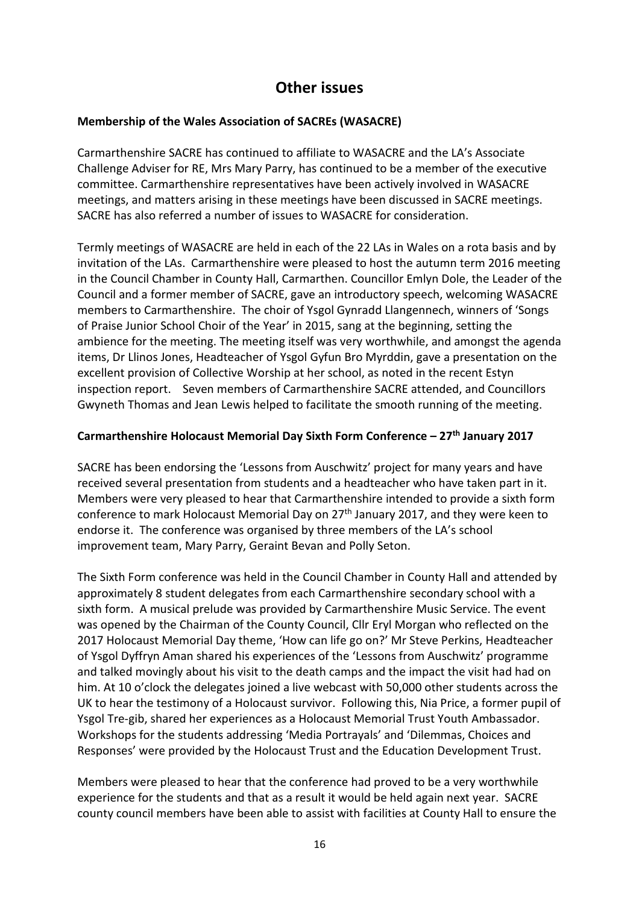# Other issues

**Membership of the Wales Association of SACREs (WASACRE)**

Carmarthenshire SACRE has continued to affiliate to WASACRE and the LA's Associate Challenge Adviser for RE, Mrs Mary Parry, has continued to be a member of the executive committee. Carmarthenshire representatives have been actively involved in WASACRE meetings, and matters arising in these meetings have been discussed in SACRE meetings. SACRE has also referred a number of issues to WASACRE for consideration.

Termly meetings of WASACRE are held in each of the 22 LAs in Wales on a rota basis and by invitation of the LAs. Carmarthenshire were pleased to host the autumn term 2016 meeting in the Council Chamber in County Hall, Carmarthen. Councillor Emlyn Dole, the Leader of the Council and a former member of SACRE, gave an introductory speech, welcoming WASACRE members to Carmarthenshire. The choir of Ysgol Gynradd Llangennech, winners of 'Songs of Praise Junior School Choir of the Year' in 2015, sang at the beginning, setting the ambience for the meeting. The meeting itself was very worthwhile, and amongst the agenda items, Dr Llinos Jones, Headteacher of Ysgol Gyfun Bro Myrddin, gave a presentation on the excellent provision of Collective Worship at her school, as noted in the recent Estyn inspection report. Seven members of Carmarthenshire SACRE attended, and Councillors Gwyneth Thomas and Jean Lewis helped to facilitate the smooth running of the meeting.

**Carmarthenshire Holocaust Memorial Day Sixth Form Conference – 27th January 2017**

SACRE has been endorsing the 'Lessons from Auschwitz' project for many years and have received several presentation from students and a headteacher who have taken part in it. Members were very pleased to hear that Carmarthenshire intended to provide a sixth form conference to mark Holocaust Memorial Day on 27th January 2017, and they were keen to endorse it. The conference was organised by three members of the LA's school improvement team, Mary Parry, Geraint Bevan and Polly Seton.

The Sixth Form conference was held in the Council Chamber in County Hall and attended by approximately 8 student delegates from each Carmarthenshire secondary school with a sixth form. A musical prelude was provided by Carmarthenshire Music Service. The event was opened by the Chairman of the County Council, Cllr Eryl Morgan who reflected on the 2017 Holocaust Memorial Day theme, 'How can life go on?' Mr Steve Perkins, Headteacher of Ysgol Dyffryn Aman shared his experiences of the 'Lessons from Auschwitz' programme and talked movingly about his visit to the death camps and the impact the visit had had on him. At 10 o'clock the delegates joined a live webcast with 50,000 other students across the UK to hear the testimony of a Holocaust survivor. Following this, Nia Price, a former pupil of Ysgol Tre-gib, shared her experiences as a Holocaust Memorial Trust Youth Ambassador. Workshops for the students addressing 'Media Portrayals' and 'Dilemmas, Choices and Responses' were provided by the Holocaust Trust and the Education Development Trust.

Members were pleased to hear that the conference had proved to be a very worthwhile experience for the students and that as a result it would be held again next year. SACRE county council members have been able to assist with facilities at County Hall to ensure the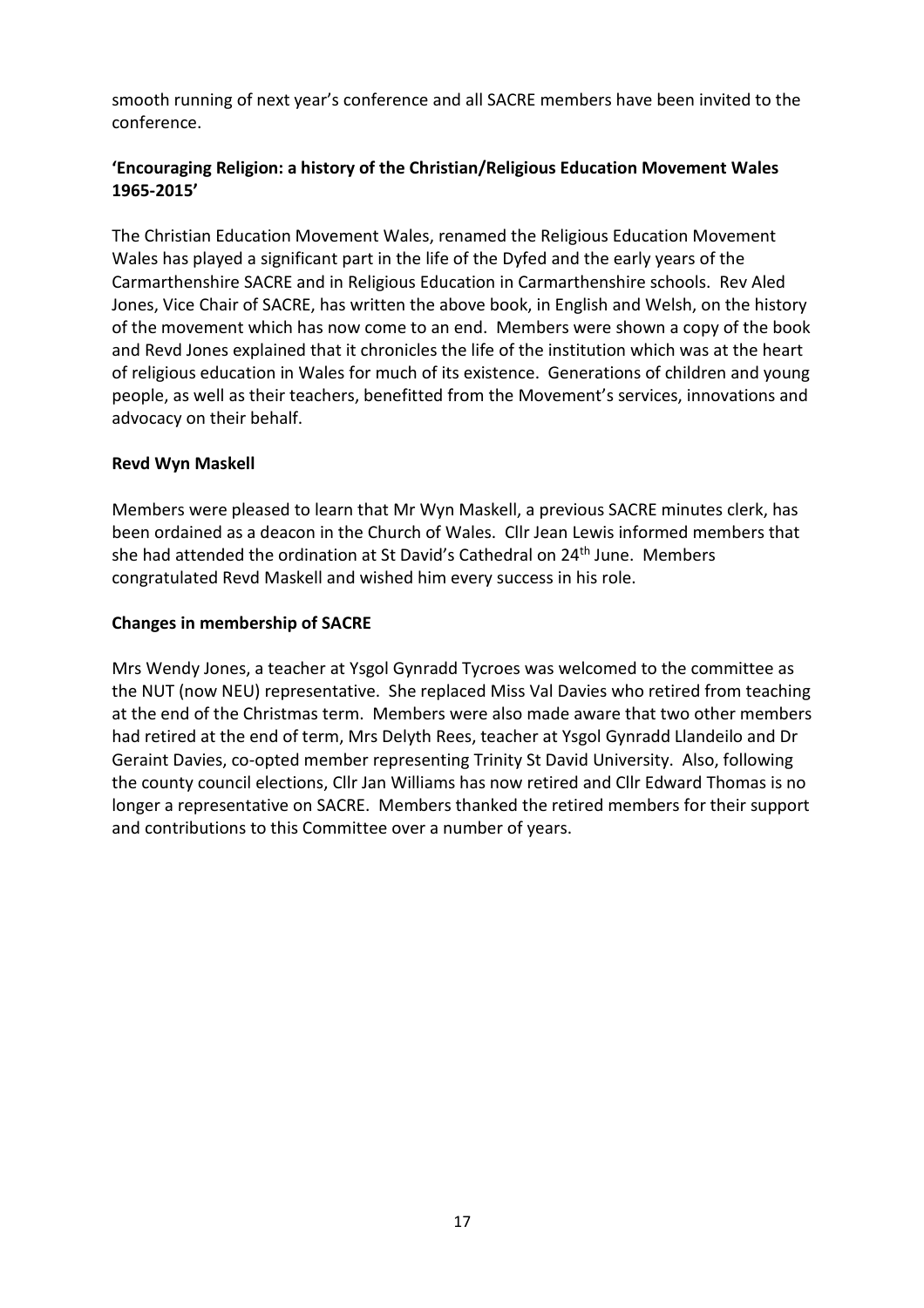smooth running of next year's conference and all SACRE members have been invited to the conference.

**'Encouraging Religion: a history of the Christian/Religious Education Movement Wales 1965-2015'**

The Christian Education Movement Wales, renamed the Religious Education Movement Wales has played a significant part in the life of the Dyfed and the early years of the Carmarthenshire SACRE and in Religious Education in Carmarthenshire schools. Rev Aled Jones, Vice Chair of SACRE, has written the above book, in English and Welsh, on the history of the movement which has now come to an end. Members were shown a copy of the book and Revd Jones explained that it chronicles the life of the institution which was at the heart of religious education in Wales for much of its existence. Generations of children and young people, as well as their teachers, benefitted from the Movement's services, innovations and advocacy on their behalf.

**Revd Wyn Maskell**

Members were pleased to learn that Mr Wyn Maskell, a previous SACRE minutes clerk, has been ordained as a deacon in the Church of Wales. Cllr Jean Lewis informed members that she had attended the ordination at St David's Cathedral on 24th June. Members congratulated Revd Maskell and wished him every success in his role.

**Changes in membership of SACRE**

Mrs Wendy Jones, a teacher at Ysgol Gynradd Tycroes was welcomed to the committee as the NUT (now NEU) representative. She replaced Miss Val Davies who retired from teaching at the end of the Christmas term. Members were also made aware that two other members had retired at the end of term, Mrs Delyth Rees, teacher at Ysgol Gynradd Llandeilo and Dr Geraint Davies, co-opted member representing Trinity St David University. Also, following the county council elections, Cllr Jan Williams has now retired and Cllr Edward Thomas is no longer a representative on SACRE. Members thanked the retired members for their support and contributions to this Committee over a number of years.